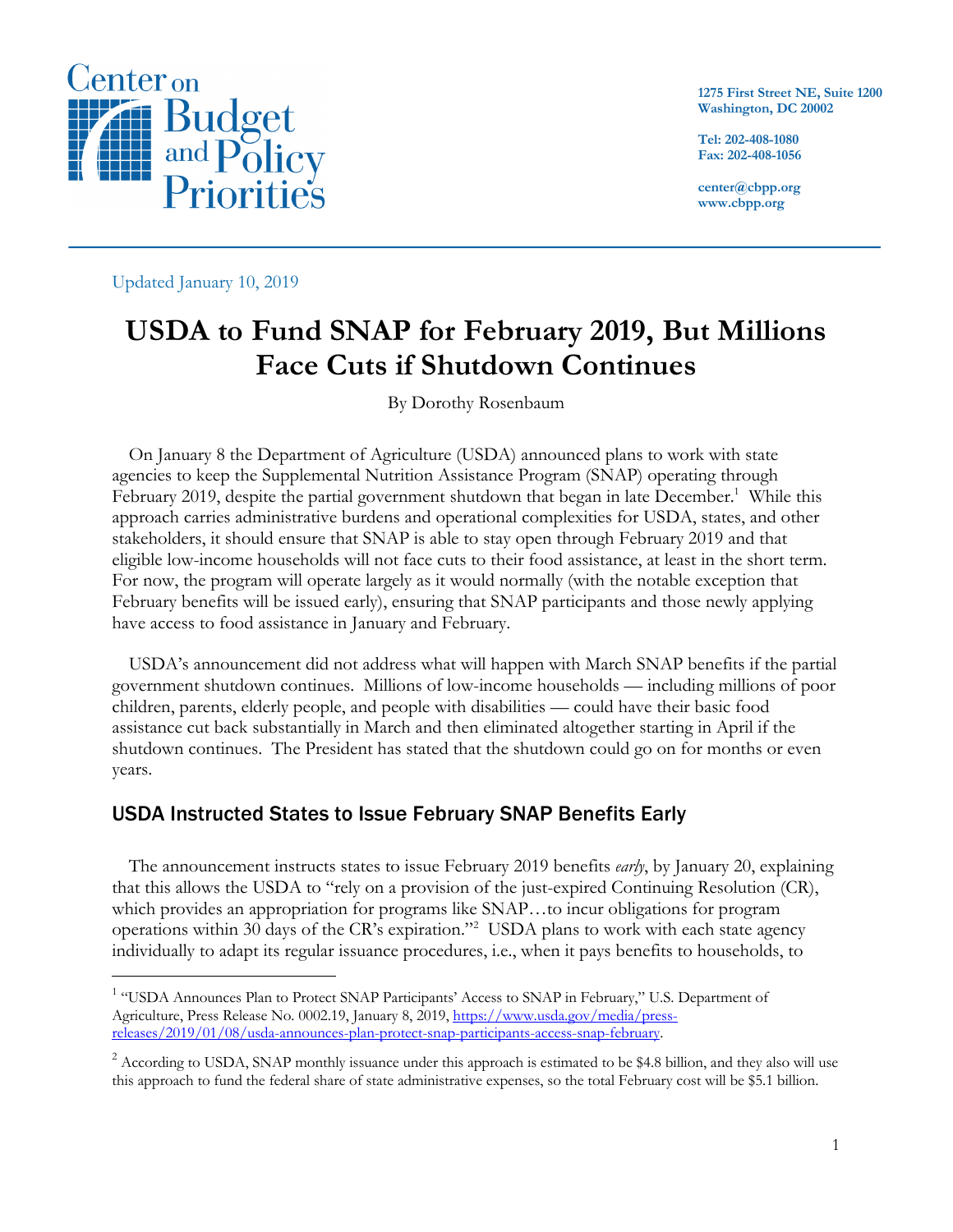Center on Budget and Policy Priorities

1275 First Street NE, Suite 1200
Washington, DC 20002

Tel: 202-408-1080
Fax: 202-408-1056

center@cbpp.org
www.cbpp.org

Updated January 10, 2019

# USDA to Fund SNAP for February 2019, But Millions Face Cuts if Shutdown Continues

By Dorothy Rosenbaum

On January 8 the Department of Agriculture (USDA) announced plans to work with state agencies to keep the Supplemental Nutrition Assistance Program (SNAP) operating through February 2019, despite the partial government shutdown that began in late December.[1] While this approach carries administrative burdens and operational complexities for USDA, states, and other stakeholders, it should ensure that SNAP is able to stay open through February 2019 and that eligible low-income households will not face cuts to their food assistance, at least in the short term. For now, the program will operate largely as it would normally (with the notable exception that February benefits will be issued early), ensuring that SNAP participants and those newly applying have access to food assistance in January and February.

USDA's announcement did not address what will happen with March SNAP benefits if the partial government shutdown continues. Millions of low-income households — including millions of poor children, parents, elderly people, and people with disabilities — could have their basic food assistance cut back substantially in March and then eliminated altogether starting in April if the shutdown continues. The President has stated that the shutdown could go on for months or even years.

## USDA Instructed States to Issue February SNAP Benefits Early

The announcement instructs states to issue February 2019 benefits *early*, by January 20, explaining that this allows the USDA to "rely on a provision of the just-expired Continuing Resolution (CR), which provides an appropriation for programs like SNAP…to incur obligations for program operations within 30 days of the CR's expiration."[2] USDA plans to work with each state agency individually to adapt its regular issuance procedures, i.e., when it pays benefits to households, to

[1] "USDA Announces Plan to Protect SNAP Participants' Access to SNAP in February," U.S. Department of Agriculture, Press Release No. 0002.19, January 8, 2019, https://www.usda.gov/media/press-releases/2019/01/08/usda-announces-plan-protect-snap-participants-access-snap-february.

[2] According to USDA, SNAP monthly issuance under this approach is estimated to be $4.8 billion, and they also will use this approach to fund the federal share of state administrative expenses, so the total February cost will be $5.1 billion.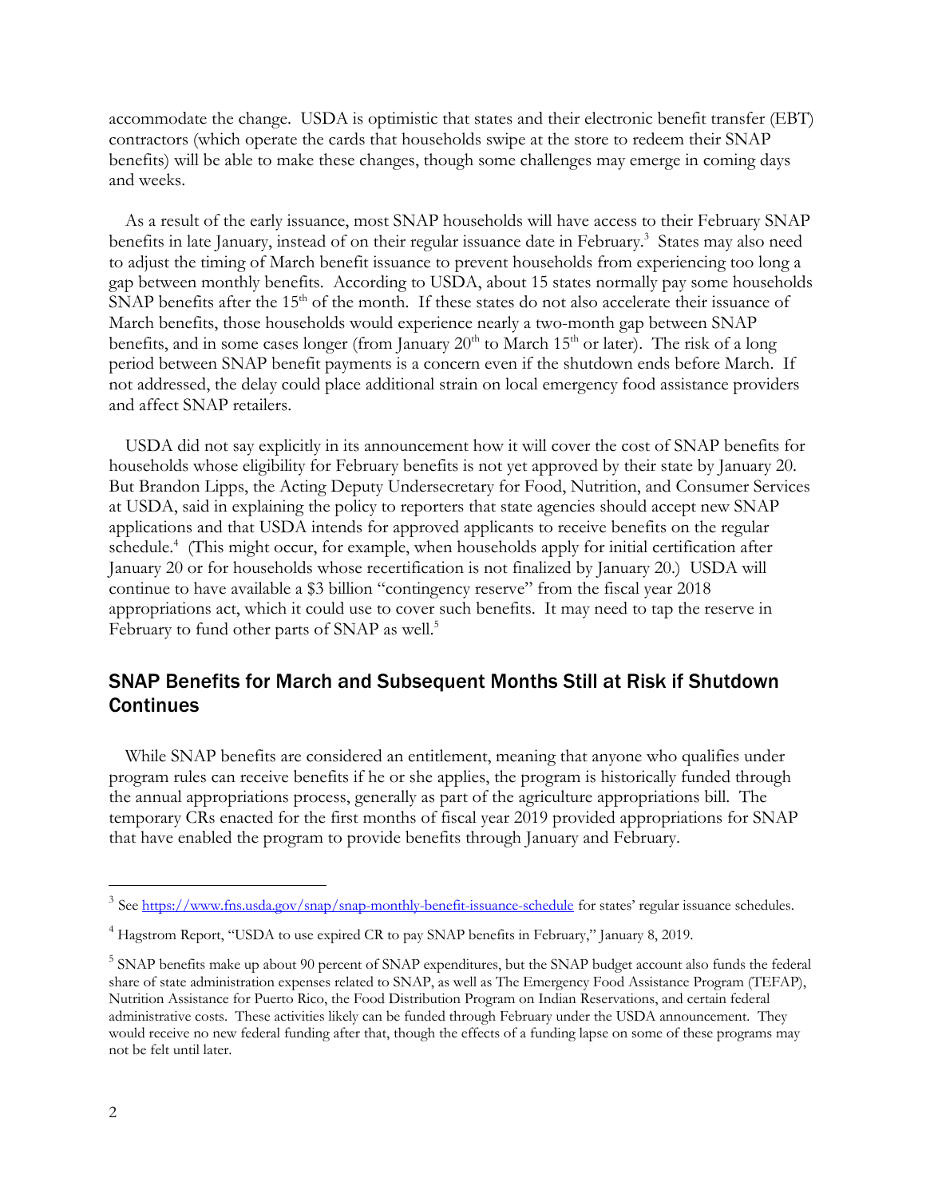accommodate the change. USDA is optimistic that states and their electronic benefit transfer (EBT) contractors (which operate the cards that households swipe at the store to redeem their SNAP benefits) will be able to make these changes, though some challenges may emerge in coming days and weeks.

As a result of the early issuance, most SNAP households will have access to their February SNAP benefits in late January, instead of on their regular issuance date in February.[3] States may also need to adjust the timing of March benefit issuance to prevent households from experiencing too long a gap between monthly benefits. According to USDA, about 15 states normally pay some households SNAP benefits after the 15th of the month. If these states do not also accelerate their issuance of March benefits, those households would experience nearly a two-month gap between SNAP benefits, and in some cases longer (from January 20th to March 15th or later). The risk of a long period between SNAP benefit payments is a concern even if the shutdown ends before March. If not addressed, the delay could place additional strain on local emergency food assistance providers and affect SNAP retailers.

USDA did not say explicitly in its announcement how it will cover the cost of SNAP benefits for households whose eligibility for February benefits is not yet approved by their state by January 20. But Brandon Lipps, the Acting Deputy Undersecretary for Food, Nutrition, and Consumer Services at USDA, said in explaining the policy to reporters that state agencies should accept new SNAP applications and that USDA intends for approved applicants to receive benefits on the regular schedule.[4] (This might occur, for example, when households apply for initial certification after January 20 or for households whose recertification is not finalized by January 20.) USDA will continue to have available a $3 billion "contingency reserve" from the fiscal year 2018 appropriations act, which it could use to cover such benefits. It may need to tap the reserve in February to fund other parts of SNAP as well.[5]

## SNAP Benefits for March and Subsequent Months Still at Risk if Shutdown Continues

While SNAP benefits are considered an entitlement, meaning that anyone who qualifies under program rules can receive benefits if he or she applies, the program is historically funded through the annual appropriations process, generally as part of the agriculture appropriations bill. The temporary CRs enacted for the first months of fiscal year 2019 provided appropriations for SNAP that have enabled the program to provide benefits through January and February.

---

[3] See https://www.fns.usda.gov/snap/snap-monthly-benefit-issuance-schedule for states' regular issuance schedules.

[4] Hagstrom Report, "USDA to use expired CR to pay SNAP benefits in February," January 8, 2019.

[5] SNAP benefits make up about 90 percent of SNAP expenditures, but the SNAP budget account also funds the federal share of state administration expenses related to SNAP, as well as The Emergency Food Assistance Program (TEFAP), Nutrition Assistance for Puerto Rico, the Food Distribution Program on Indian Reservations, and certain federal administrative costs. These activities likely can be funded through February under the USDA announcement. They would receive no new federal funding after that, though the effects of a funding lapse on some of these programs may not be felt until later.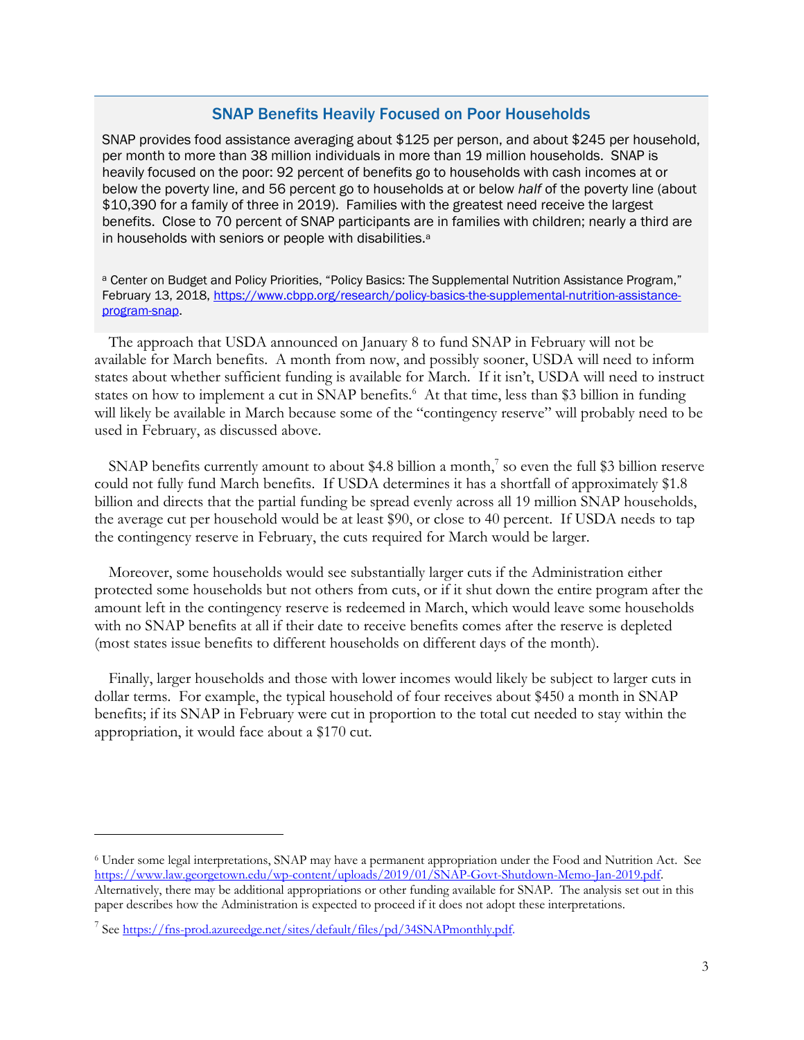### SNAP Benefits Heavily Focused on Poor Households

SNAP provides food assistance averaging about $125 per person, and about $245 per household, per month to more than 38 million individuals in more than 19 million households. SNAP is heavily focused on the poor: 92 percent of benefits go to households with cash incomes at or below the poverty line, and 56 percent go to households at or below *half* of the poverty line (about $10,390 for a family of three in 2019). Families with the greatest need receive the largest benefits. Close to 70 percent of SNAP participants are in families with children; nearly a third are in households with seniors or people with disabilities.[a]

[a] Center on Budget and Policy Priorities, "Policy Basics: The Supplemental Nutrition Assistance Program," February 13, 2018, https://www.cbpp.org/research/policy-basics-the-supplemental-nutrition-assistance-program-snap.

The approach that USDA announced on January 8 to fund SNAP in February will not be available for March benefits. A month from now, and possibly sooner, USDA will need to inform states about whether sufficient funding is available for March. If it isn't, USDA will need to instruct states on how to implement a cut in SNAP benefits.[6] At that time, less than $3 billion in funding will likely be available in March because some of the "contingency reserve" will probably need to be used in February, as discussed above.

SNAP benefits currently amount to about $4.8 billion a month,[7] so even the full $3 billion reserve could not fully fund March benefits. If USDA determines it has a shortfall of approximately $1.8 billion and directs that the partial funding be spread evenly across all 19 million SNAP households, the average cut per household would be at least $90, or close to 40 percent. If USDA needs to tap the contingency reserve in February, the cuts required for March would be larger.

Moreover, some households would see substantially larger cuts if the Administration either protected some households but not others from cuts, or if it shut down the entire program after the amount left in the contingency reserve is redeemed in March, which would leave some households with no SNAP benefits at all if their date to receive benefits comes after the reserve is depleted (most states issue benefits to different households on different days of the month).

Finally, larger households and those with lower incomes would likely be subject to larger cuts in dollar terms. For example, the typical household of four receives about $450 a month in SNAP benefits; if its SNAP in February were cut in proportion to the total cut needed to stay within the appropriation, it would face about a $170 cut.

---

[6] Under some legal interpretations, SNAP may have a permanent appropriation under the Food and Nutrition Act. See https://www.law.georgetown.edu/wp-content/uploads/2019/01/SNAP-Govt-Shutdown-Memo-Jan-2019.pdf. Alternatively, there may be additional appropriations or other funding available for SNAP. The analysis set out in this paper describes how the Administration is expected to proceed if it does not adopt these interpretations.

[7] See https://fns-prod.azureedge.net/sites/default/files/pd/34SNAPmonthly.pdf.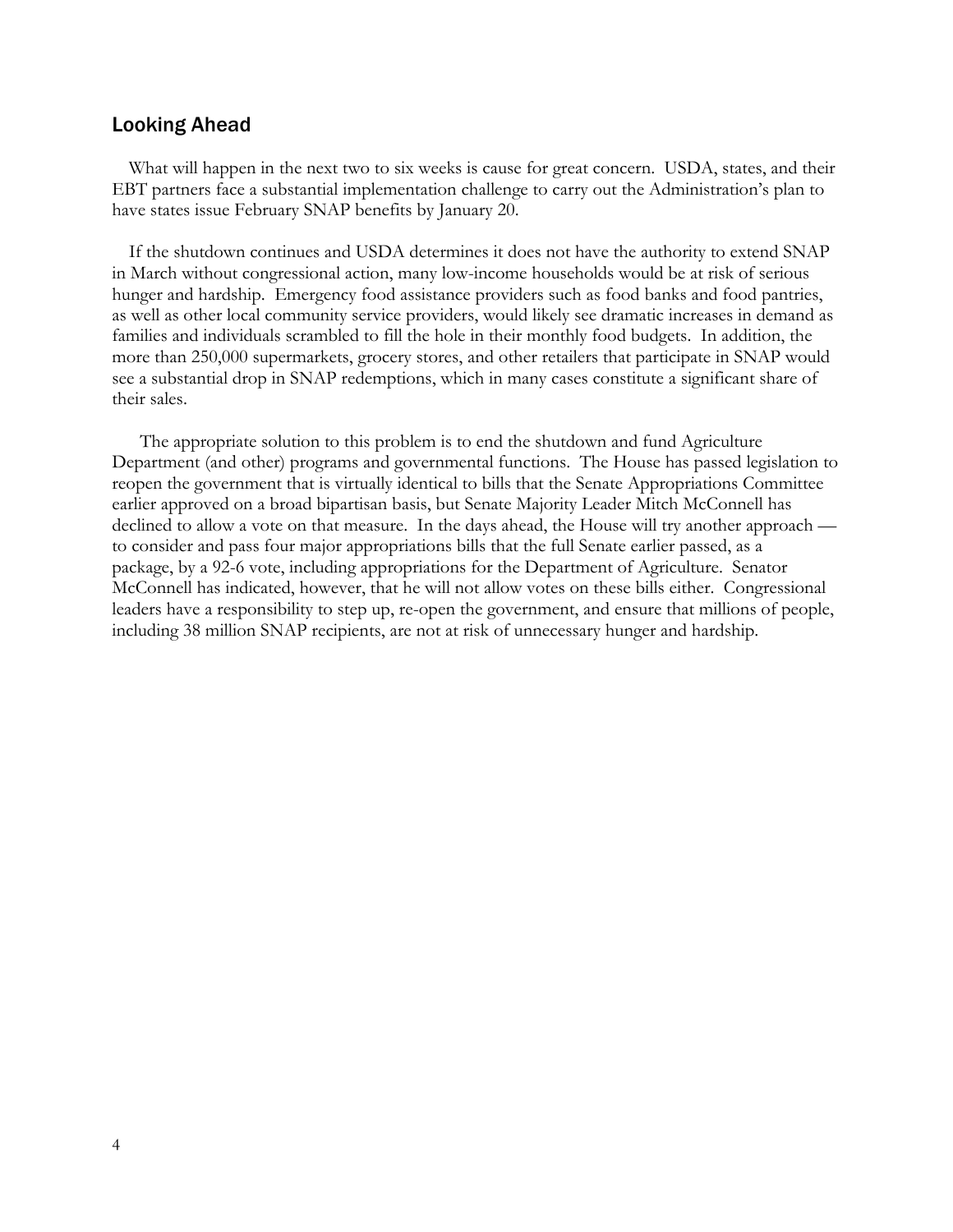## Looking Ahead

What will happen in the next two to six weeks is cause for great concern. USDA, states, and their EBT partners face a substantial implementation challenge to carry out the Administration's plan to have states issue February SNAP benefits by January 20.

If the shutdown continues and USDA determines it does not have the authority to extend SNAP in March without congressional action, many low-income households would be at risk of serious hunger and hardship. Emergency food assistance providers such as food banks and food pantries, as well as other local community service providers, would likely see dramatic increases in demand as families and individuals scrambled to fill the hole in their monthly food budgets. In addition, the more than 250,000 supermarkets, grocery stores, and other retailers that participate in SNAP would see a substantial drop in SNAP redemptions, which in many cases constitute a significant share of their sales.

The appropriate solution to this problem is to end the shutdown and fund Agriculture Department (and other) programs and governmental functions. The House has passed legislation to reopen the government that is virtually identical to bills that the Senate Appropriations Committee earlier approved on a broad bipartisan basis, but Senate Majority Leader Mitch McConnell has declined to allow a vote on that measure. In the days ahead, the House will try another approach — to consider and pass four major appropriations bills that the full Senate earlier passed, as a package, by a 92-6 vote, including appropriations for the Department of Agriculture. Senator McConnell has indicated, however, that he will not allow votes on these bills either. Congressional leaders have a responsibility to step up, re-open the government, and ensure that millions of people, including 38 million SNAP recipients, are not at risk of unnecessary hunger and hardship.